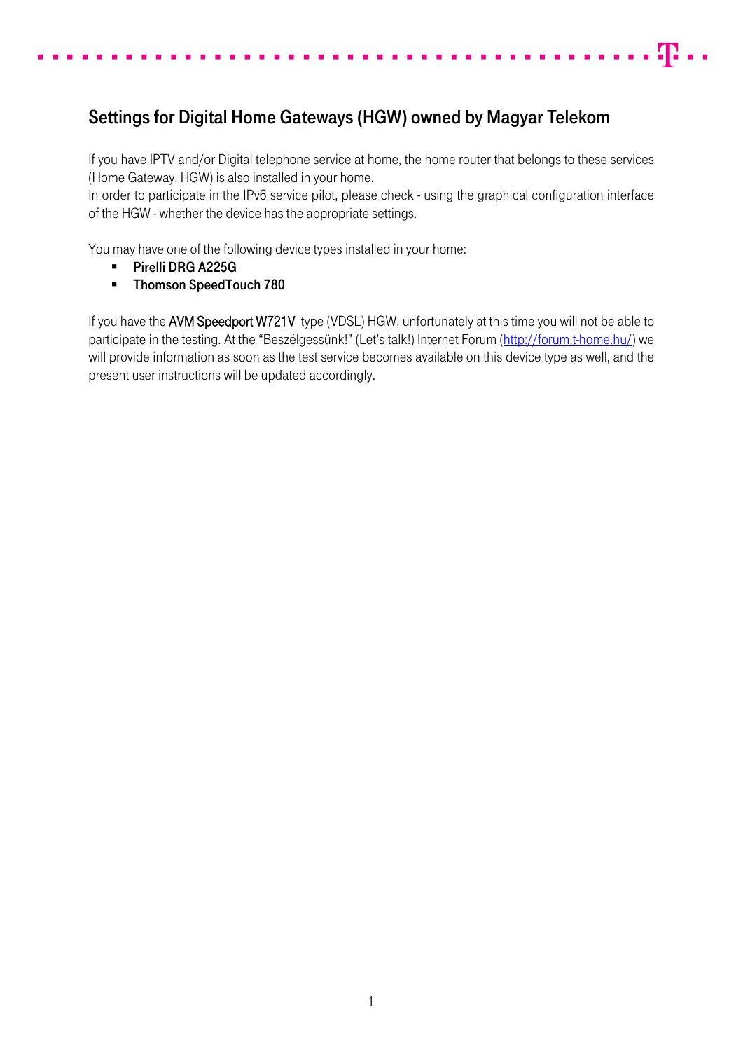# Settings for Digital Home Gateways (HGW) owned by Magyar Telekom

If you have IPTV and/or Digital telephone service at home, the home router that belongs to these services (Home Gateway, HGW) is also installed in your home.
In order to participate in the IPv6 service pilot, please check - using the graphical configuration interface of the HGW - whether the device has the appropriate settings.

You may have one of the following device types installed in your home:

- **Pirelli DRG A225G**
- **Thomson SpeedTouch 780**

If you have the AVM Speedport W721V type (VDSL) HGW, unfortunately at this time you will not be able to participate in the testing. At the "Beszélgessünk!" (Let's talk!) Internet Forum (http://forum.t-home.hu/) we will provide information as soon as the test service becomes available on this device type as well, and the present user instructions will be updated accordingly.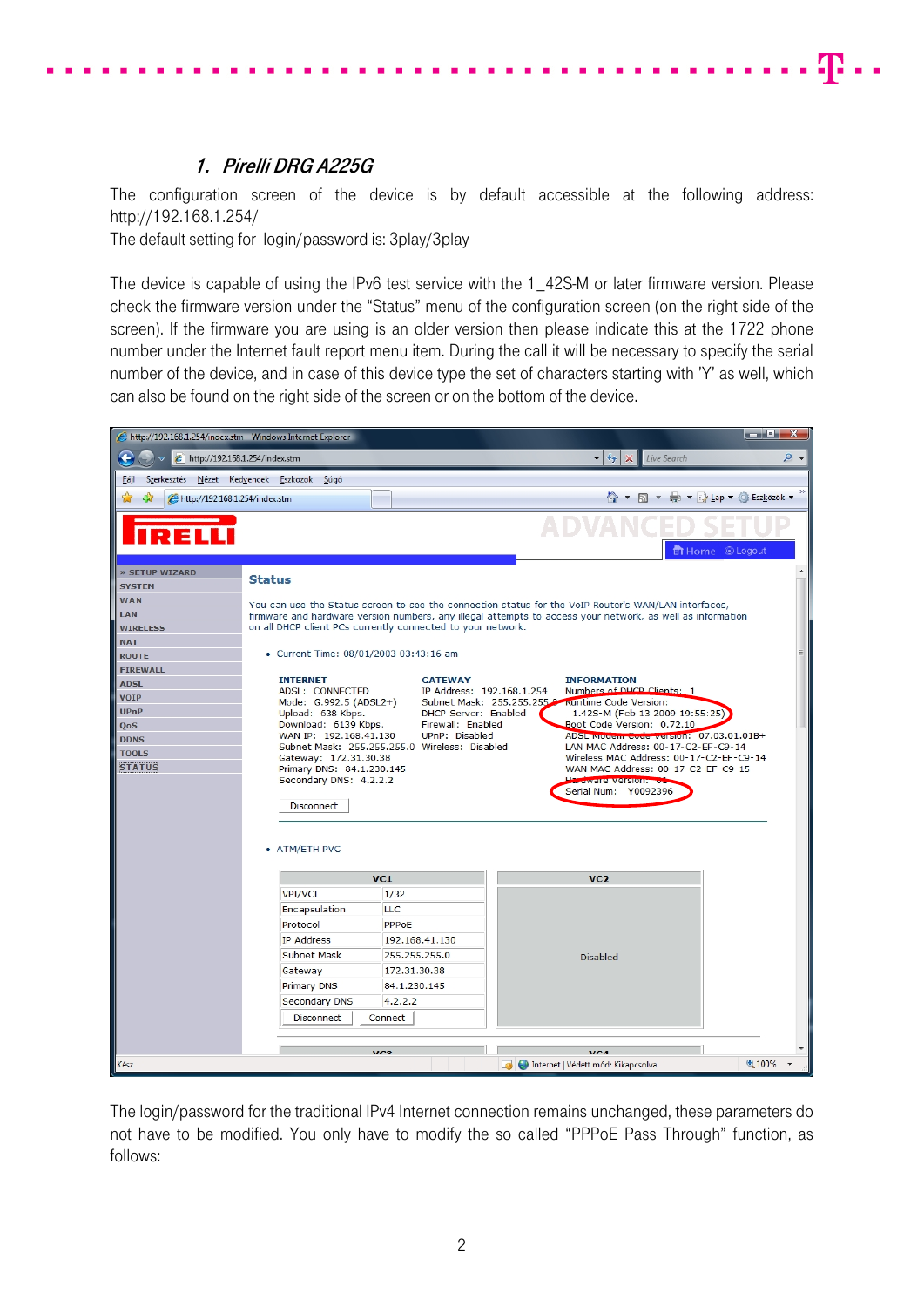## 1. *Pirelli DRG A225G*

The configuration screen of the device is by default accessible at the following address: http://192.168.1.254/

The default setting for login/password is: 3play/3play

The device is capable of using the IPv6 test service with the 1_42S-M or later firmware version. Please check the firmware version under the "Status" menu of the configuration screen (on the right side of the screen). If the firmware you are using is an older version then please indicate this at the 1722 phone number under the Internet fault report menu item. During the call it will be necessary to specify the serial number of the device, and in case of this device type the set of characters starting with 'Y' as well, which can also be found on the right side of the screen or on the bottom of the device.

The login/password for the traditional IPv4 Internet connection remains unchanged, these parameters do not have to be modified. You only have to modify the so called "PPPoE Pass Through" function, as follows: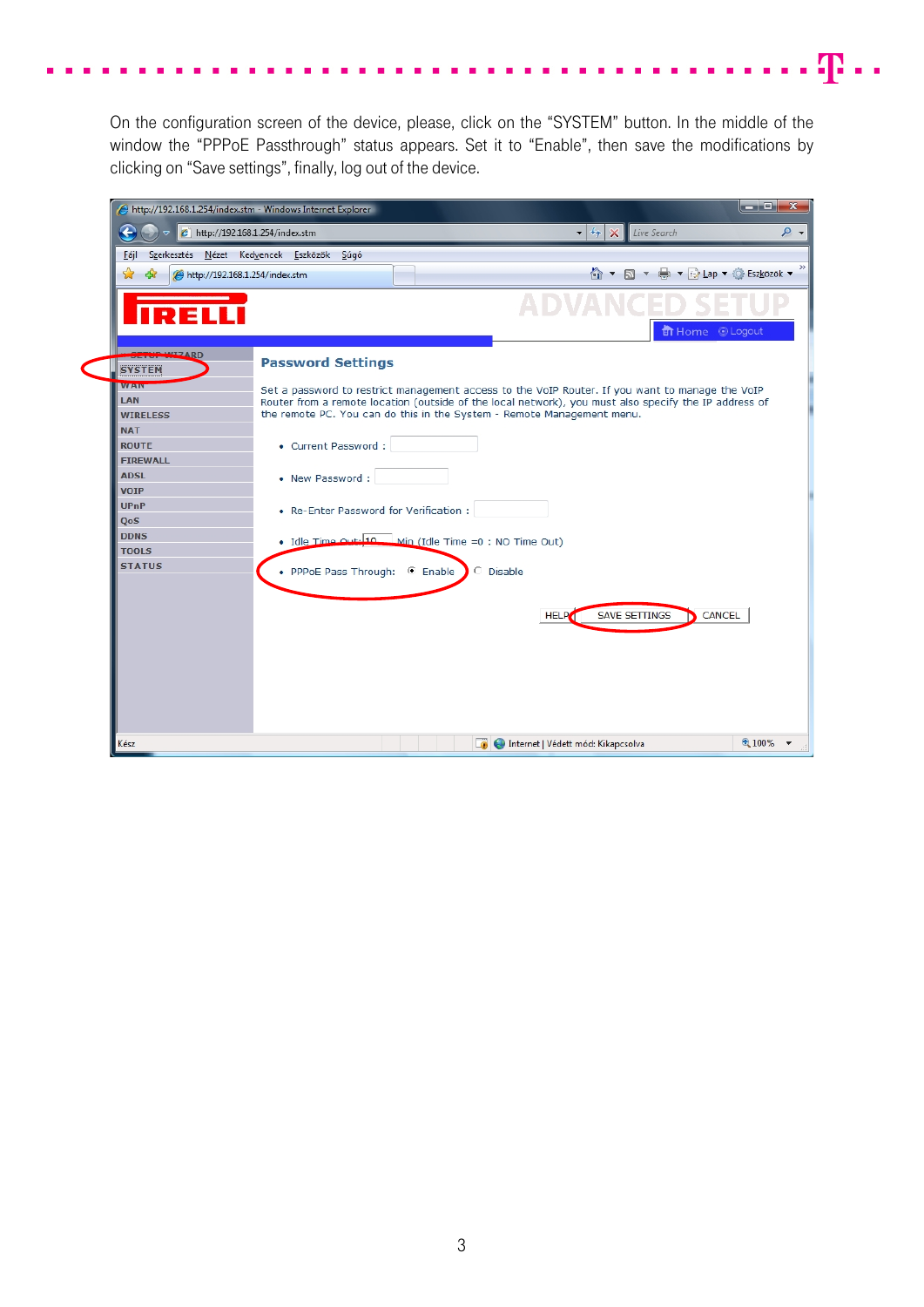On the configuration screen of the device, please, click on the “SYSTEM” button. In the middle of the window the “PPPoE Passthrough” status appears. Set it to “Enable”, then save the modifications by clicking on “Save settings”, finally, log out of the device.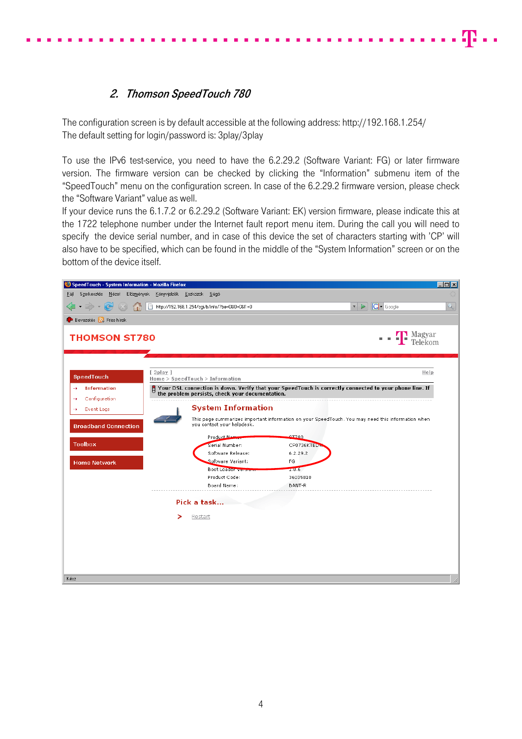## 2. Thomson SpeedTouch 780

The configuration screen is by default accessible at the following address: http://192.168.1.254/
The default setting for login/password is: 3play/3play

To use the IPv6 test-service, you need to have the 6.2.29.2 (Software Variant: FG) or later firmware version. The firmware version can be checked by clicking the "Information" submenu item of the "SpeedTouch" menu on the configuration screen. In case of the 6.2.29.2 firmware version, please check the "Software Variant" value as well.
If your device runs the 6.1.7.2 or 6.2.29.2 (Software Variant: EK) version firmware, please indicate this at the 1722 telephone number under the Internet fault report menu item. During the call you will need to specify the device serial number, and in case of this device the set of characters starting with 'CP' will also have to be specified, which can be found in the middle of the "System Information" screen or on the bottom of the device itself.